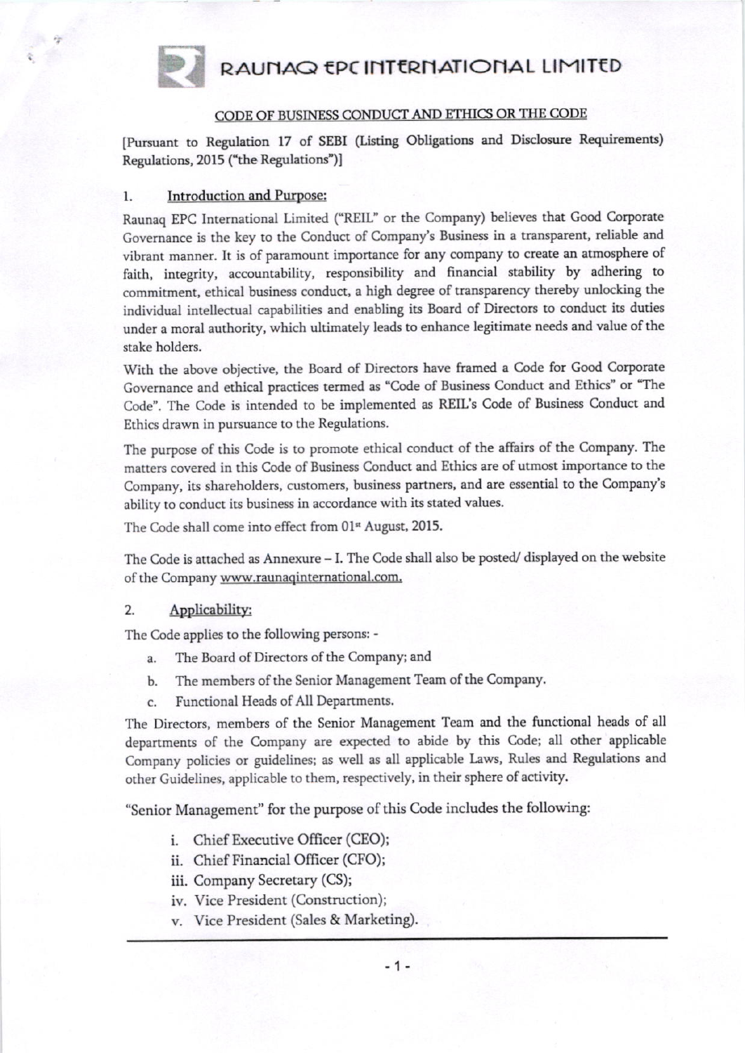# RAUNAQ EPC INTERNATIONAL LIMITED

## CODE OF BUSINESS CONDUCT AND ETHICS OR THE CODE

[Pursuant to Regulation 17 of SEBI (Listing Obligations and Disclosure Requirements) Regulations, 2015 ("the Regulations")]

### 1. Introduction and Purpose:

Raunaq EPC International Limited ("REIL" or the Company) believes that Good Corporate Governance is the key to the Conduct of Company's Business in a transparent, reliable and vibrant manner. It is of paramount importance for any company to create an atmosphere of faith, integrity, accountability, responsibility and financial stability by adhering to commitment, ethical business conduct, a high degree of transparency thereby unlocking the individual intellectual capabilities and enabling its Board of Directors to conduct its duties under a moral authority, which ultimately leads to enhance legitimate needs and value of the stake holders.

With the above objective, the Board of Directors have framed a Code for Good Corporate Governance and ethical practices termed as "Code of Business Conduct and Ethics" or "The Code". The Code is intended to be implemented as REIL's Code of Business Conduct and Ethics drawn in pursuance to the Regulations.

The purpose of this Code is to promote ethical conduct of the affairs of the Company. The matters covered in this Code of Business Conduct and Ethics are of utmost importance to the Company, its shareholders, customers, business partners, and are essential to the Company's ability to conduct its business in accordance with its stated values.

The Code shall come into effect from 01st August, 2015.

The Code is attached as Annexure – I. The Code shall also be posted/ displayed on the website of the Company www.raunaqinternational.com.

### 2. Applicability:

The Code applies to the following persons: -

a. The Board of Directors of the Company; and
b. The members of the Senior Management Team of the Company.
c. Functional Heads of All Departments.

The Directors, members of the Senior Management Team and the functional heads of all departments of the Company are expected to abide by this Code; all other applicable Company policies or guidelines; as well as all applicable Laws, Rules and Regulations and other Guidelines, applicable to them, respectively, in their sphere of activity.

"Senior Management" for the purpose of this Code includes the following:

i. Chief Executive Officer (CEO);
ii. Chief Financial Officer (CFO);
iii. Company Secretary (CS);
iv. Vice President (Construction);
v. Vice President (Sales & Marketing).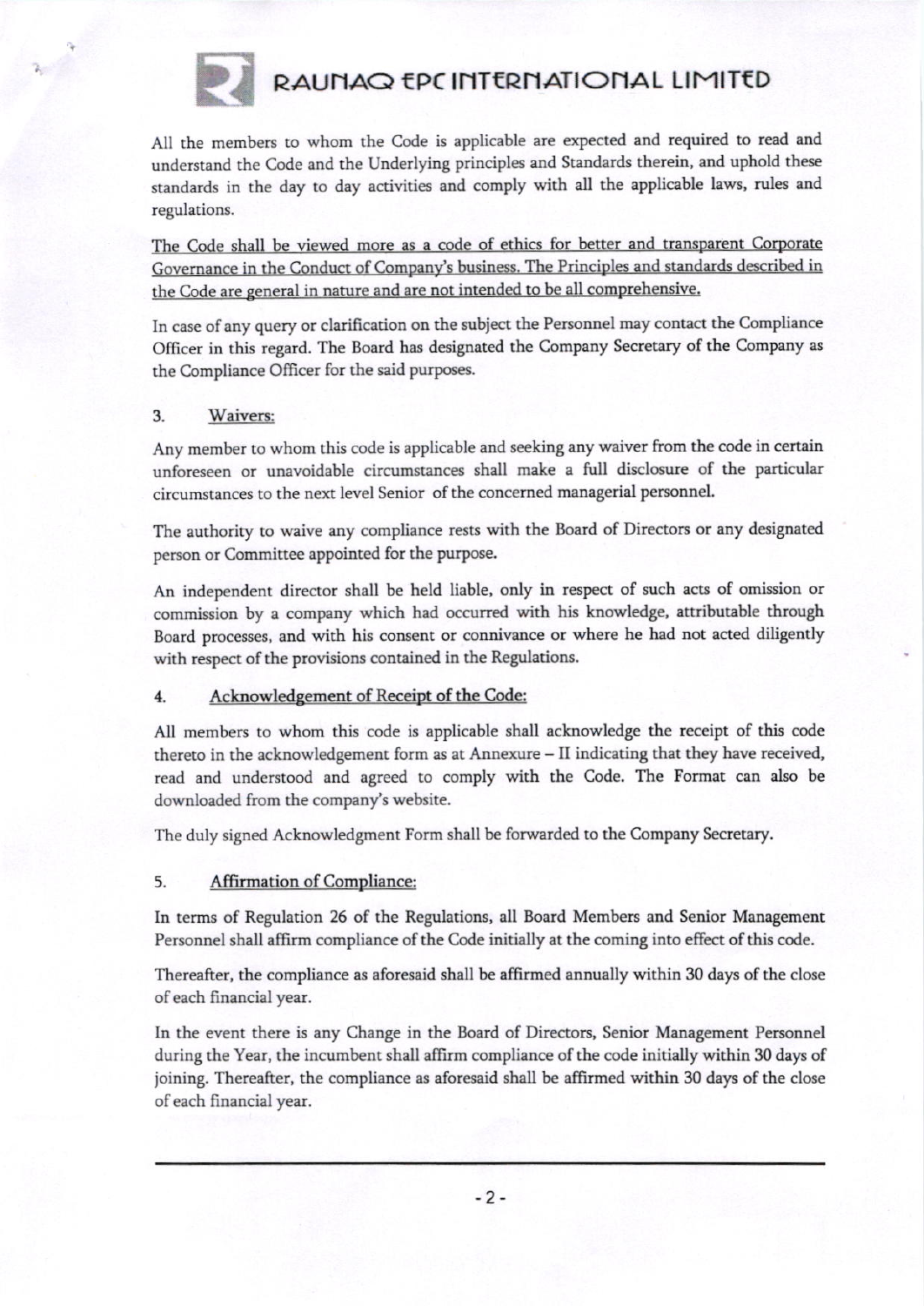All the members to whom the Code is applicable are expected and required to read and understand the Code and the Underlying principles and Standards therein, and uphold these standards in the day to day activities and comply with all the applicable laws, rules and regulations.

The Code shall be viewed more as a code of ethics for better and transparent Corporate Governance in the Conduct of Company's business. The Principles and standards described in the Code are general in nature and are not intended to be all comprehensive.

In case of any query or clarification on the subject the Personnel may contact the Compliance Officer in this regard. The Board has designated the Company Secretary of the Company as the Compliance Officer for the said purposes.

## 3. Waivers:

Any member to whom this code is applicable and seeking any waiver from the code in certain unforeseen or unavoidable circumstances shall make a full disclosure of the particular circumstances to the next level Senior of the concerned managerial personnel.

The authority to waive any compliance rests with the Board of Directors or any designated person or Committee appointed for the purpose.

An independent director shall be held liable, only in respect of such acts of omission or commission by a company which had occurred with his knowledge, attributable through Board processes, and with his consent or connivance or where he had not acted diligently with respect of the provisions contained in the Regulations.

## 4. Acknowledgement of Receipt of the Code:

All members to whom this code is applicable shall acknowledge the receipt of this code thereto in the acknowledgement form as at Annexure – II indicating that they have received, read and understood and agreed to comply with the Code. The Format can also be downloaded from the company's website.

The duly signed Acknowledgment Form shall be forwarded to the Company Secretary.

## 5. Affirmation of Compliance:

In terms of Regulation 26 of the Regulations, all Board Members and Senior Management Personnel shall affirm compliance of the Code initially at the coming into effect of this code.

Thereafter, the compliance as aforesaid shall be affirmed annually within 30 days of the close of each financial year.

In the event there is any Change in the Board of Directors, Senior Management Personnel during the Year, the incumbent shall affirm compliance of the code initially within 30 days of joining. Thereafter, the compliance as aforesaid shall be affirmed within 30 days of the close of each financial year.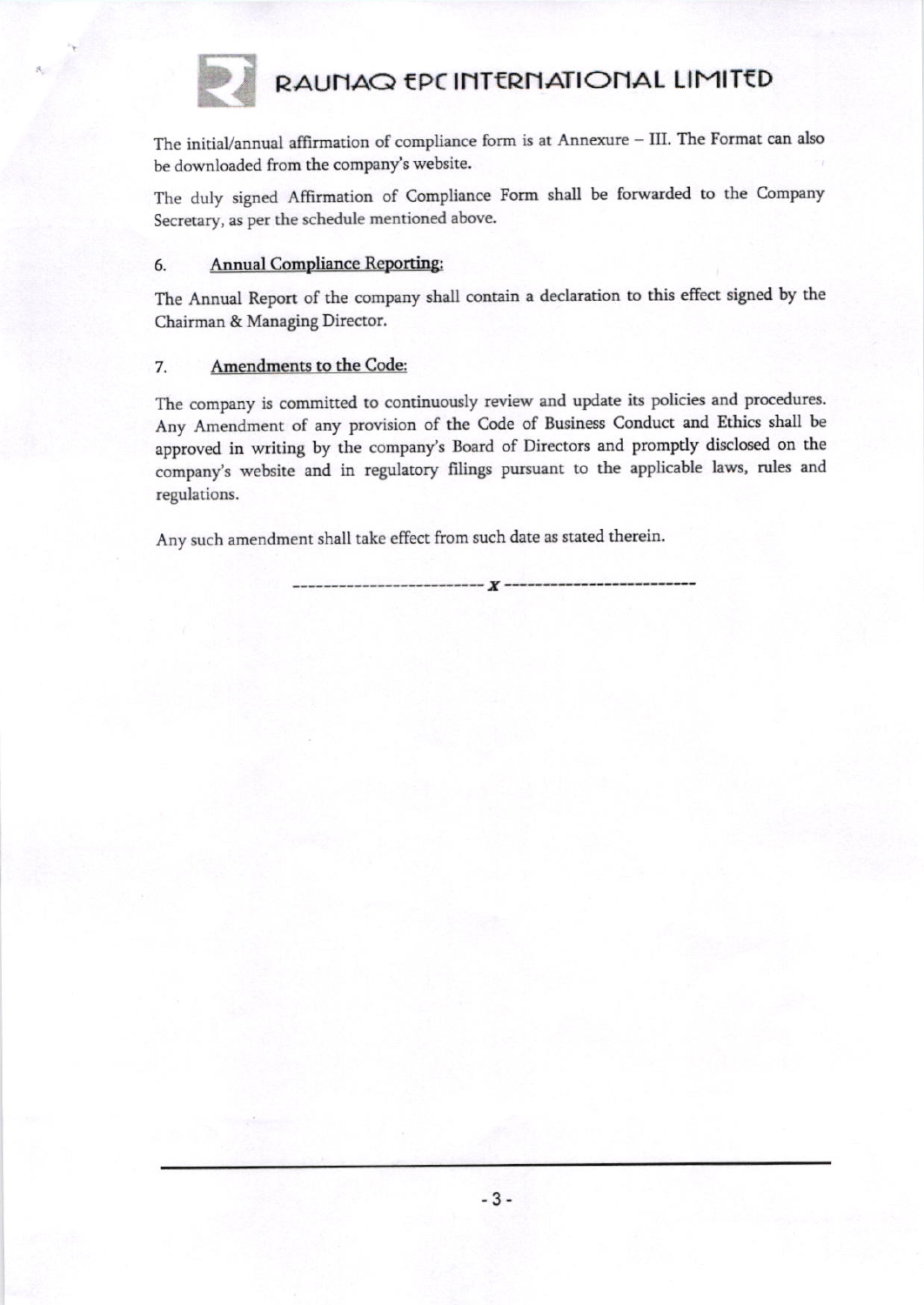The initial/annual affirmation of compliance form is at Annexure – III. The Format can also be downloaded from the company's website.

The duly signed Affirmation of Compliance Form shall be forwarded to the Company Secretary, as per the schedule mentioned above.

## 6. Annual Compliance Reporting:

The Annual Report of the company shall contain a declaration to this effect signed by the Chairman & Managing Director.

## 7. Amendments to the Code:

The company is committed to continuously review and update its policies and procedures. Any Amendment of any provision of the Code of Business Conduct and Ethics shall be approved in writing by the company's Board of Directors and promptly disclosed on the company's website and in regulatory filings pursuant to the applicable laws, rules and regulations.

Any such amendment shall take effect from such date as stated therein.

------------------------- *x* -------------------------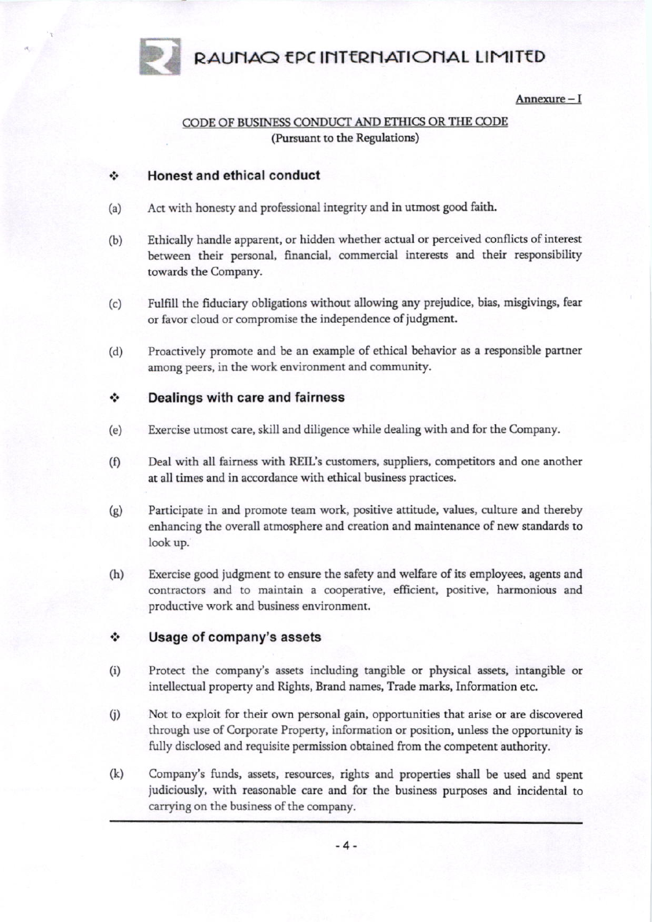# RAUNAQ EPC INTERNATIONAL LIMITED

Annexure – I

## CODE OF BUSINESS CONDUCT AND ETHICS OR THE CODE
(Pursuant to the Regulations)

### ❖ Honest and ethical conduct

(a) Act with honesty and professional integrity and in utmost good faith.

(b) Ethically handle apparent, or hidden whether actual or perceived conflicts of interest between their personal, financial, commercial interests and their responsibility towards the Company.

(c) Fulfill the fiduciary obligations without allowing any prejudice, bias, misgivings, fear or favor cloud or compromise the independence of judgment.

(d) Proactively promote and be an example of ethical behavior as a responsible partner among peers, in the work environment and community.

### ❖ Dealings with care and fairness

(e) Exercise utmost care, skill and diligence while dealing with and for the Company.

(f) Deal with all fairness with REIL's customers, suppliers, competitors and one another at all times and in accordance with ethical business practices.

(g) Participate in and promote team work, positive attitude, values, culture and thereby enhancing the overall atmosphere and creation and maintenance of new standards to look up.

(h) Exercise good judgment to ensure the safety and welfare of its employees, agents and contractors and to maintain a cooperative, efficient, positive, harmonious and productive work and business environment.

### ❖ Usage of company's assets

(i) Protect the company's assets including tangible or physical assets, intangible or intellectual property and Rights, Brand names, Trade marks, Information etc.

(j) Not to exploit for their own personal gain, opportunities that arise or are discovered through use of Corporate Property, information or position, unless the opportunity is fully disclosed and requisite permission obtained from the competent authority.

(k) Company's funds, assets, resources, rights and properties shall be used and spent judiciously, with reasonable care and for the business purposes and incidental to carrying on the business of the company.